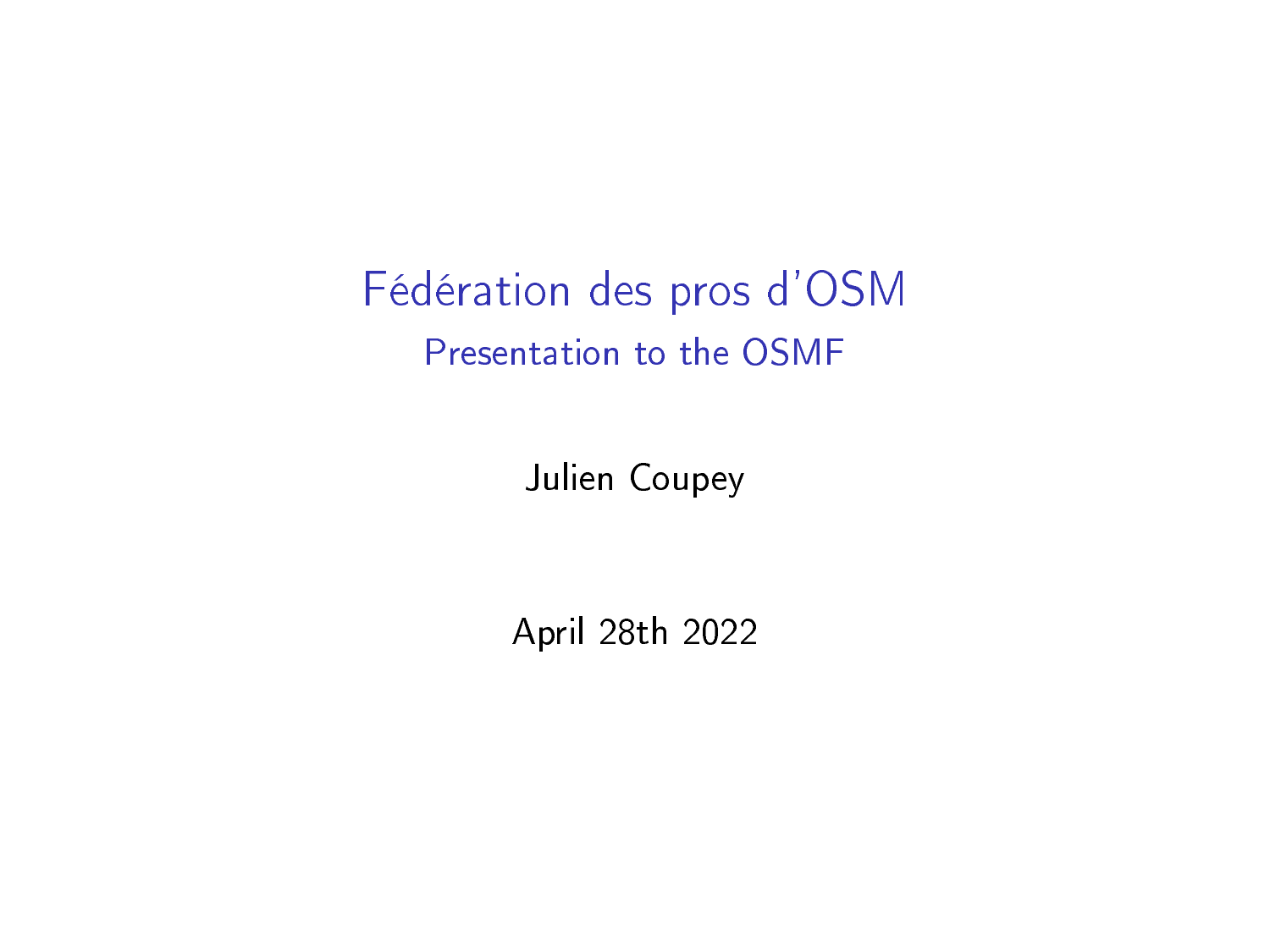# Fédération des pros d'OSM

## Presentation to the OSMF

Julien Coupey

April 28th 2022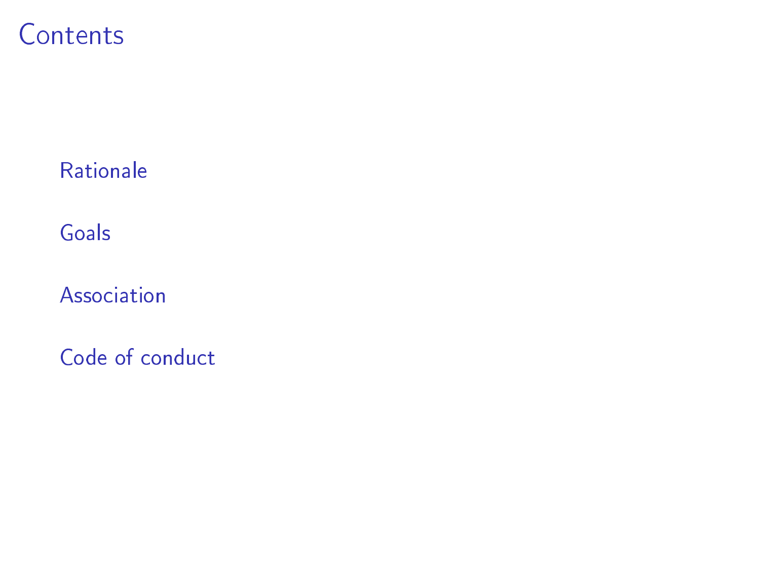# Contents

- Rationale
- Goals
- Association
- Code of conduct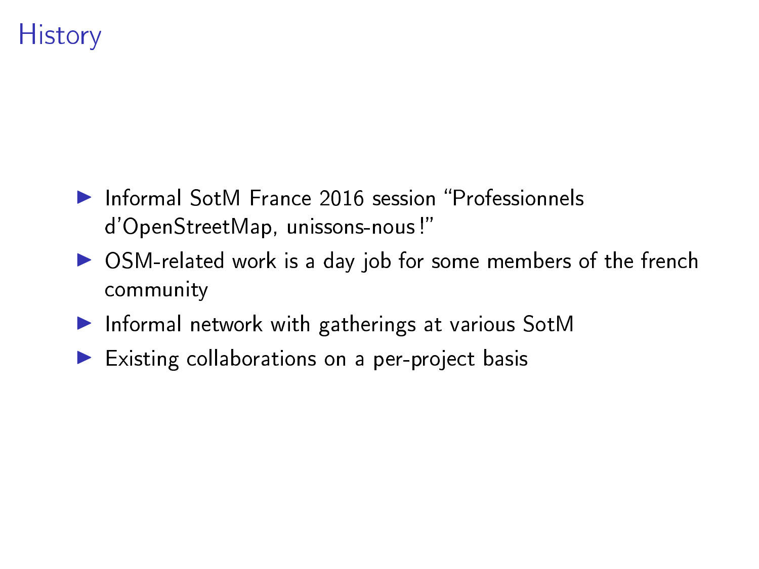# History

- Informal SotM France 2016 session “Professionnels d’OpenStreetMap, unissons-nous !”
- OSM-related work is a day job for some members of the french community
- Informal network with gatherings at various SotM
- Existing collaborations on a per-project basis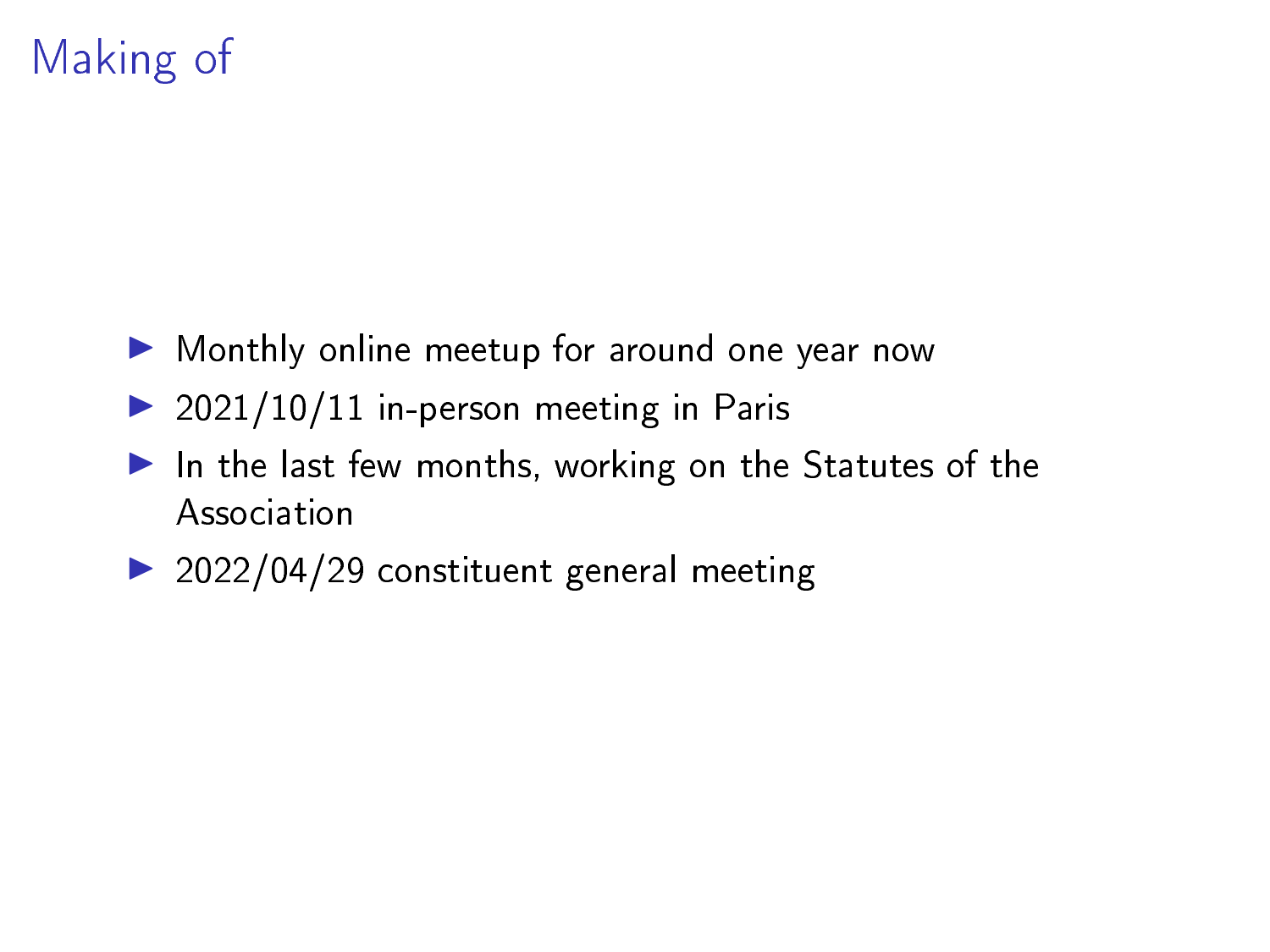# Making of

- Monthly online meetup for around one year now
- 2021/10/11 in-person meeting in Paris
- In the last few months, working on the Statutes of the Association
- 2022/04/29 constituent general meeting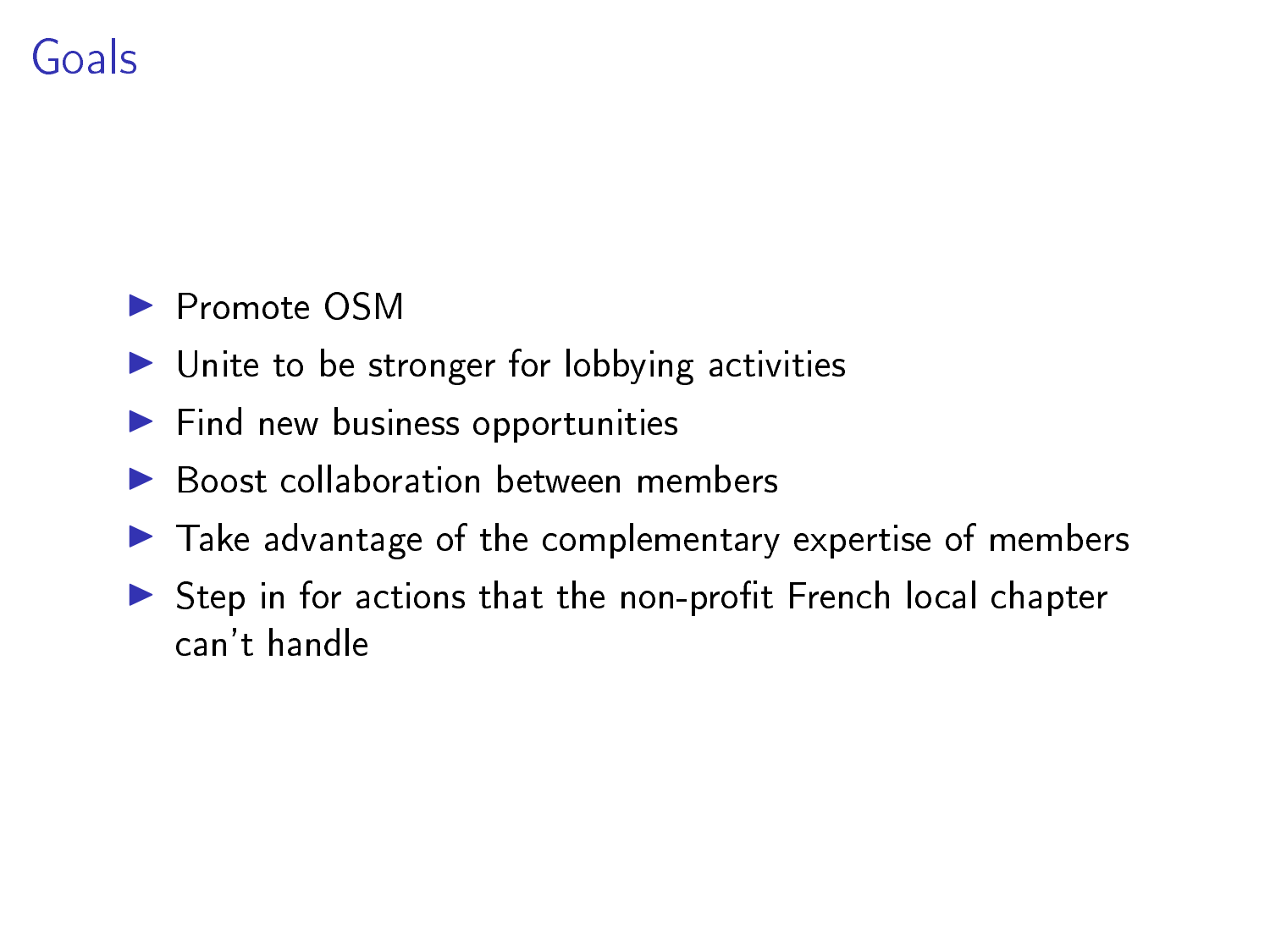# Goals

- Promote OSM
- Unite to be stronger for lobbying activities
- Find new business opportunities
- Boost collaboration between members
- Take advantage of the complementary expertise of members
- Step in for actions that the non-profit French local chapter can't handle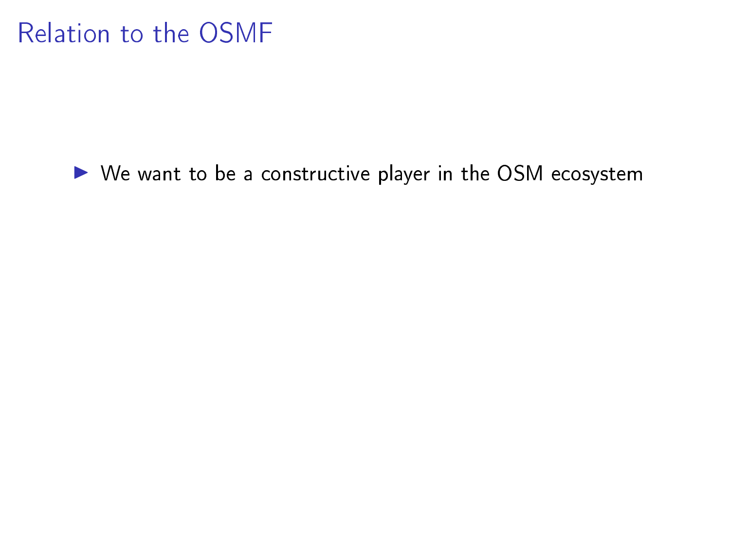# Relation to the OSMF

- We want to be a constructive player in the OSM ecosystem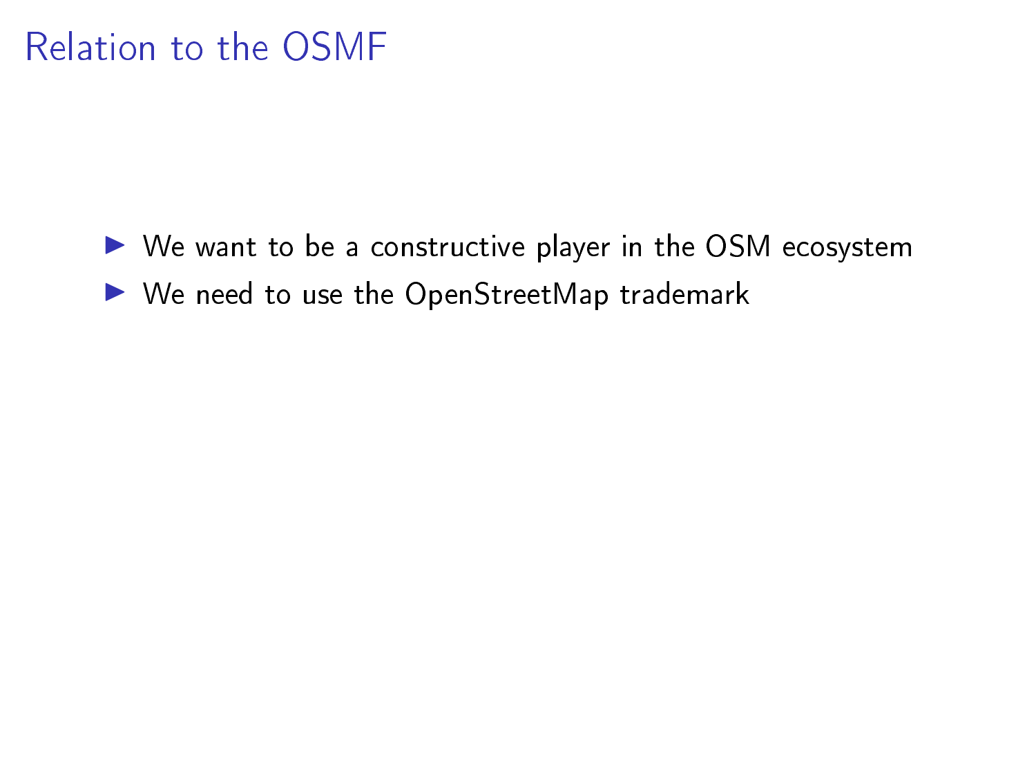# Relation to the OSMF

- We want to be a constructive player in the OSM ecosystem
- We need to use the OpenStreetMap trademark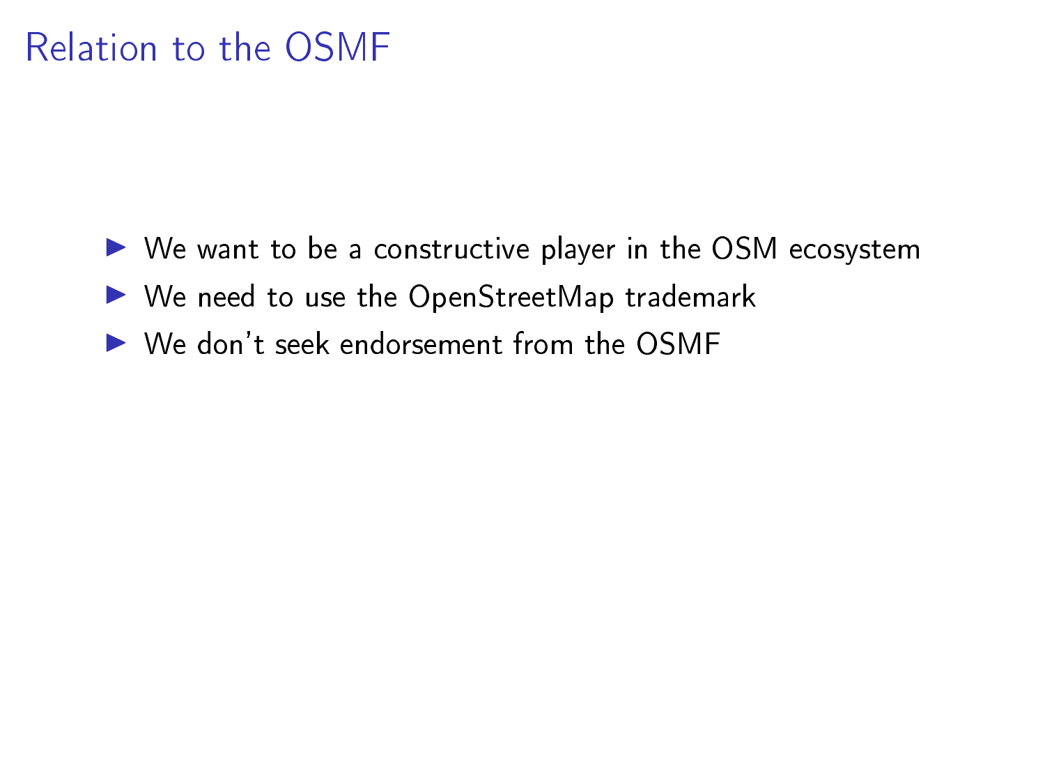# Relation to the OSMF

- We want to be a constructive player in the OSM ecosystem
- We need to use the OpenStreetMap trademark
- We don't seek endorsement from the OSMF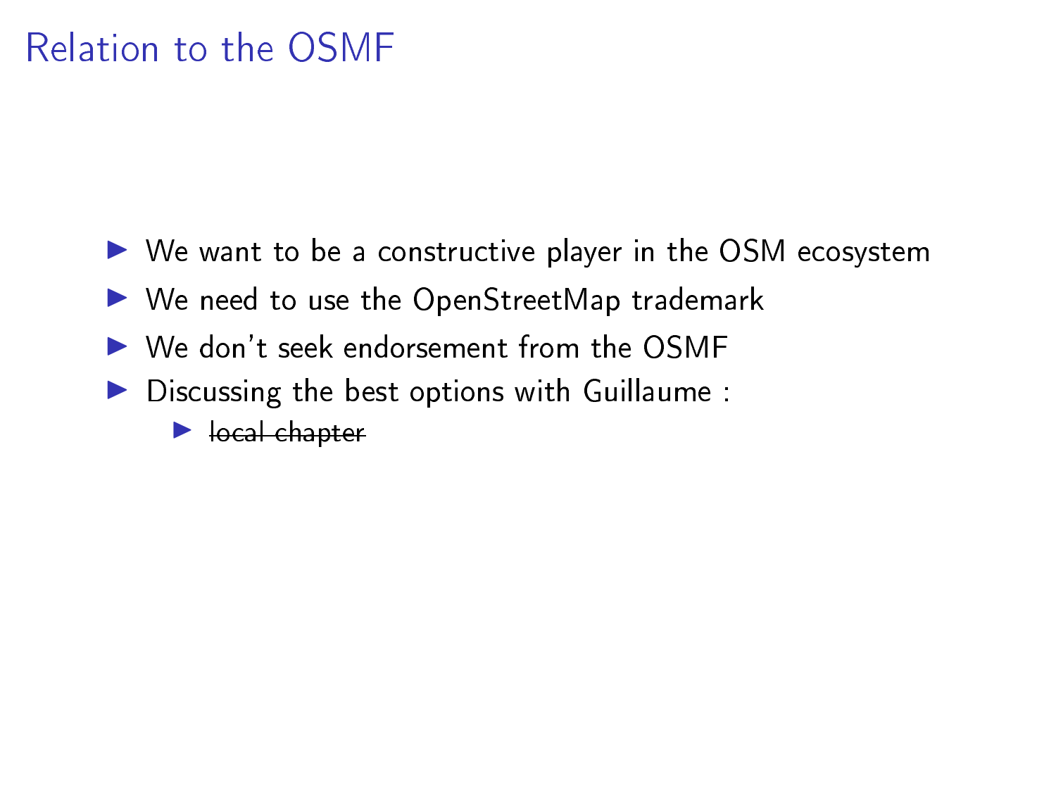# Relation to the OSMF

- We want to be a constructive player in the OSM ecosystem
- We need to use the OpenStreetMap trademark
- We don't seek endorsement from the OSMF
- Discussing the best options with Guillaume :
  - ~~local chapter~~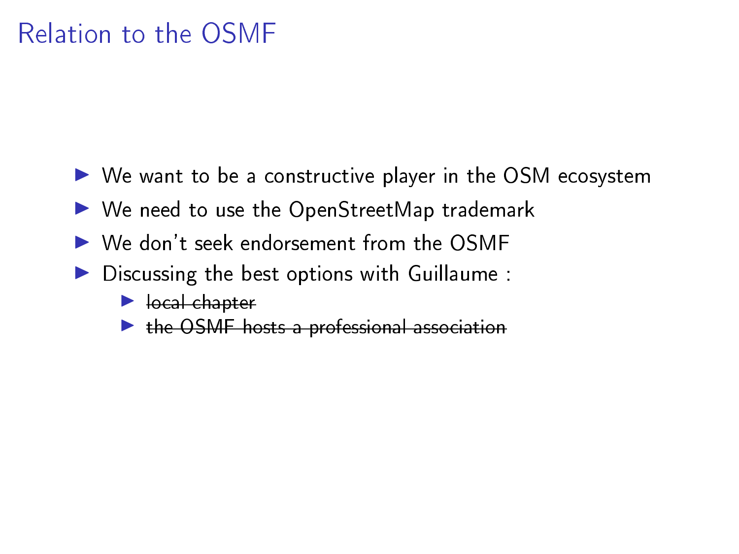# Relation to the OSMF

- We want to be a constructive player in the OSM ecosystem
- We need to use the OpenStreetMap trademark
- We don't seek endorsement from the OSMF
- Discussing the best options with Guillaume :
  - ~~local chapter~~
  - ~~the OSMF hosts a professional association~~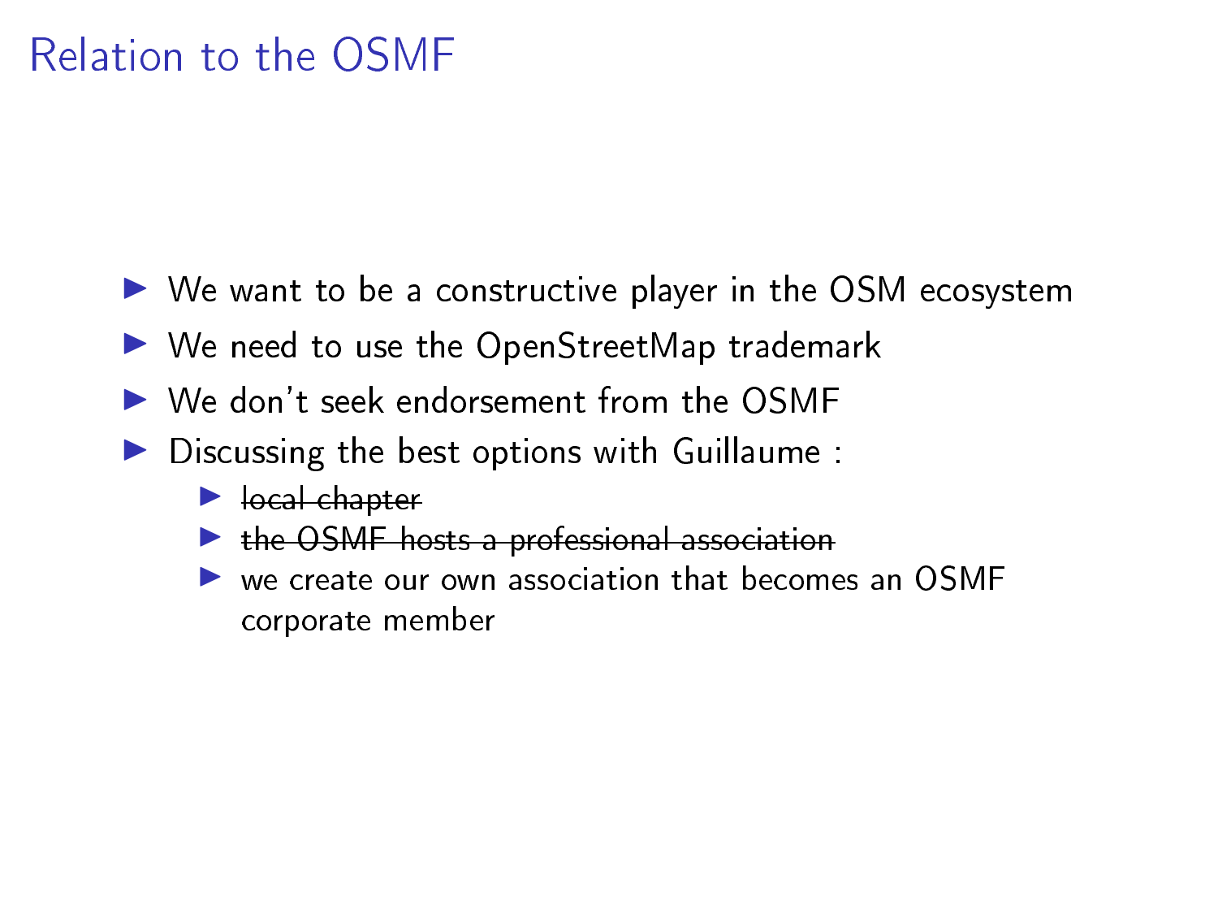# Relation to the OSMF

- We want to be a constructive player in the OSM ecosystem
- We need to use the OpenStreetMap trademark
- We don't seek endorsement from the OSMF
- Discussing the best options with Guillaume :
  - ~~local chapter~~
  - ~~the OSMF hosts a professional association~~
  - we create our own association that becomes an OSMF corporate member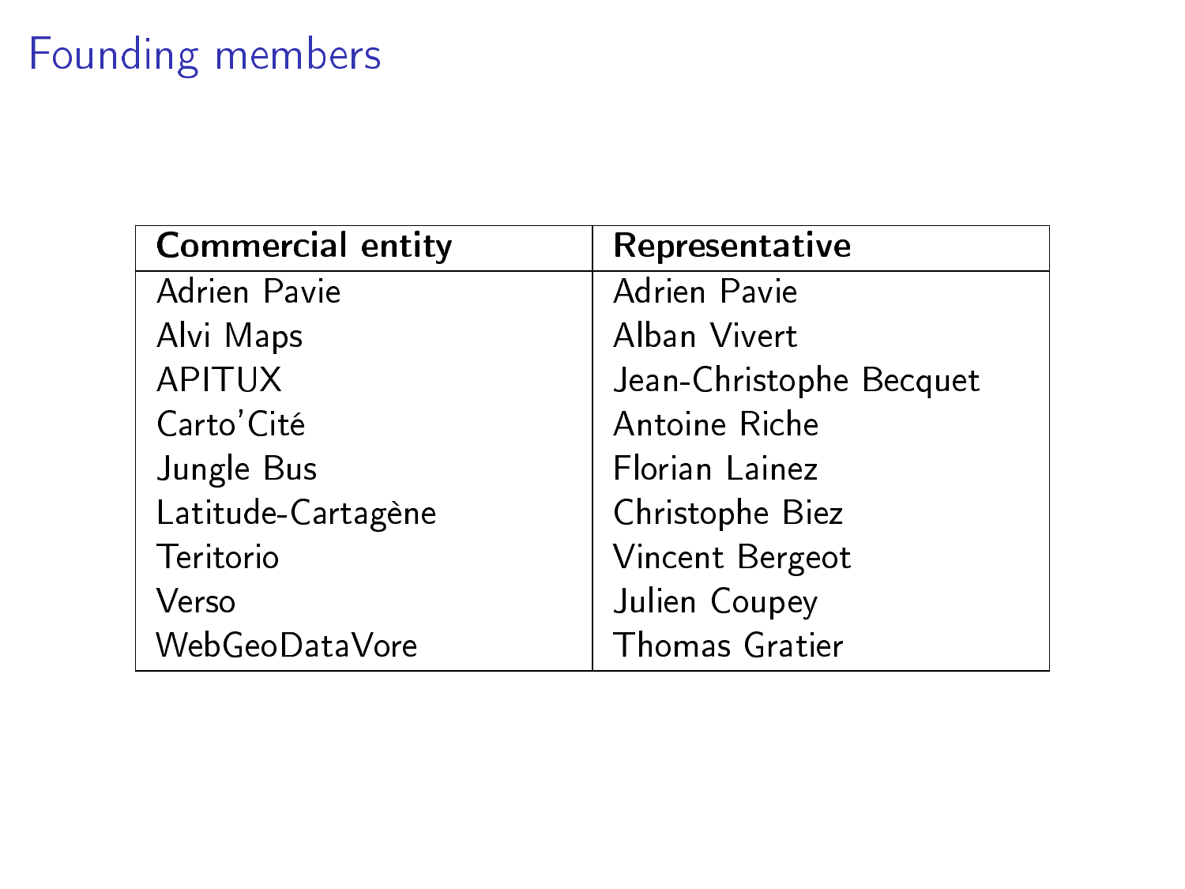# Founding members

| Commercial entity | Representative |
|---|---|
| Adrien Pavie | Adrien Pavie |
| Alvi Maps | Alban Vivert |
| APITUX | Jean-Christophe Becquet |
| Carto'Cité | Antoine Riche |
| Jungle Bus | Florian Lainez |
| Latitude-Cartagène | Christophe Biez |
| Teritorio | Vincent Bergeot |
| Verso | Julien Coupey |
| WebGeoDataVore | Thomas Gratier |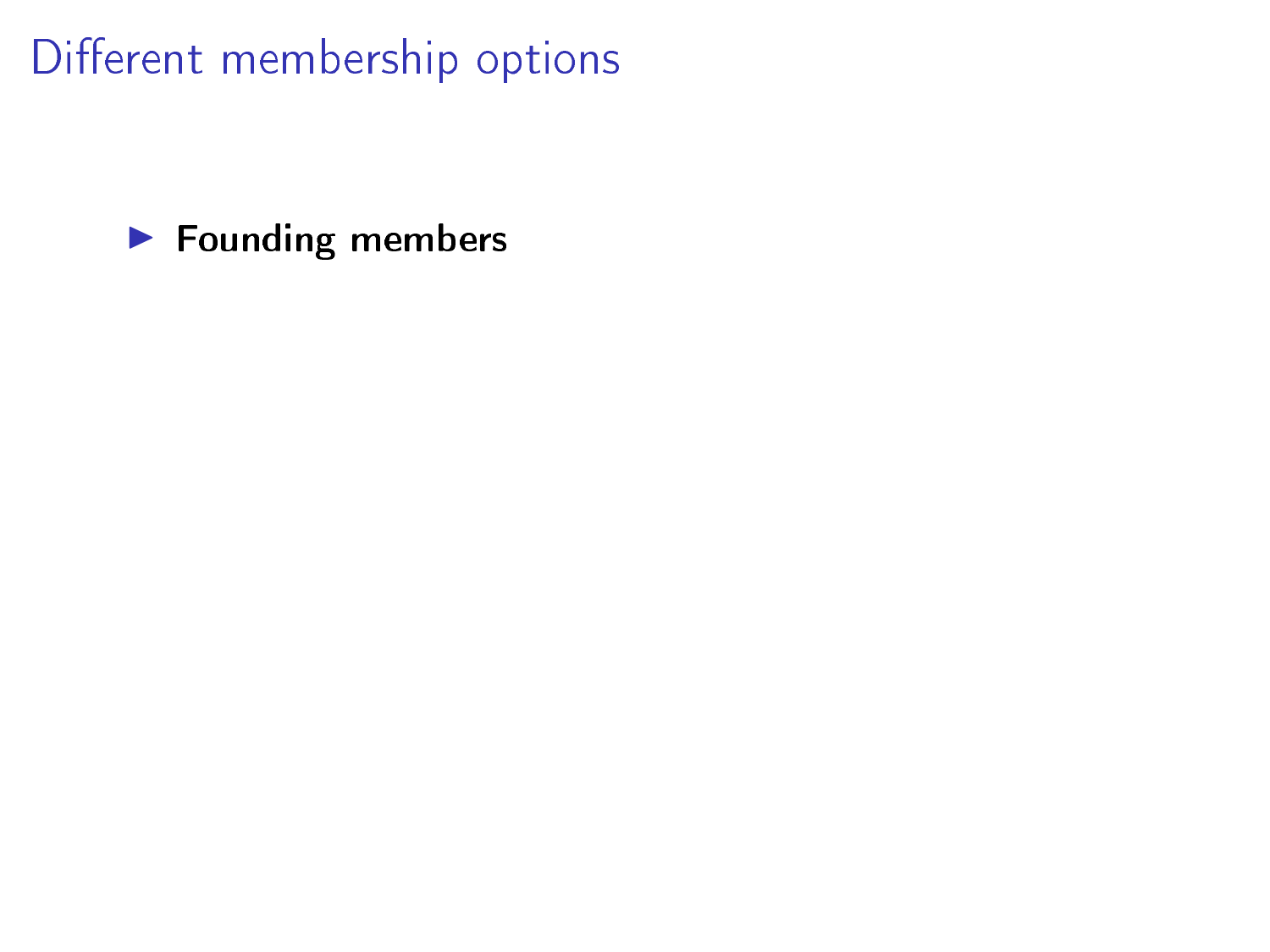# Different membership options

- **Founding members**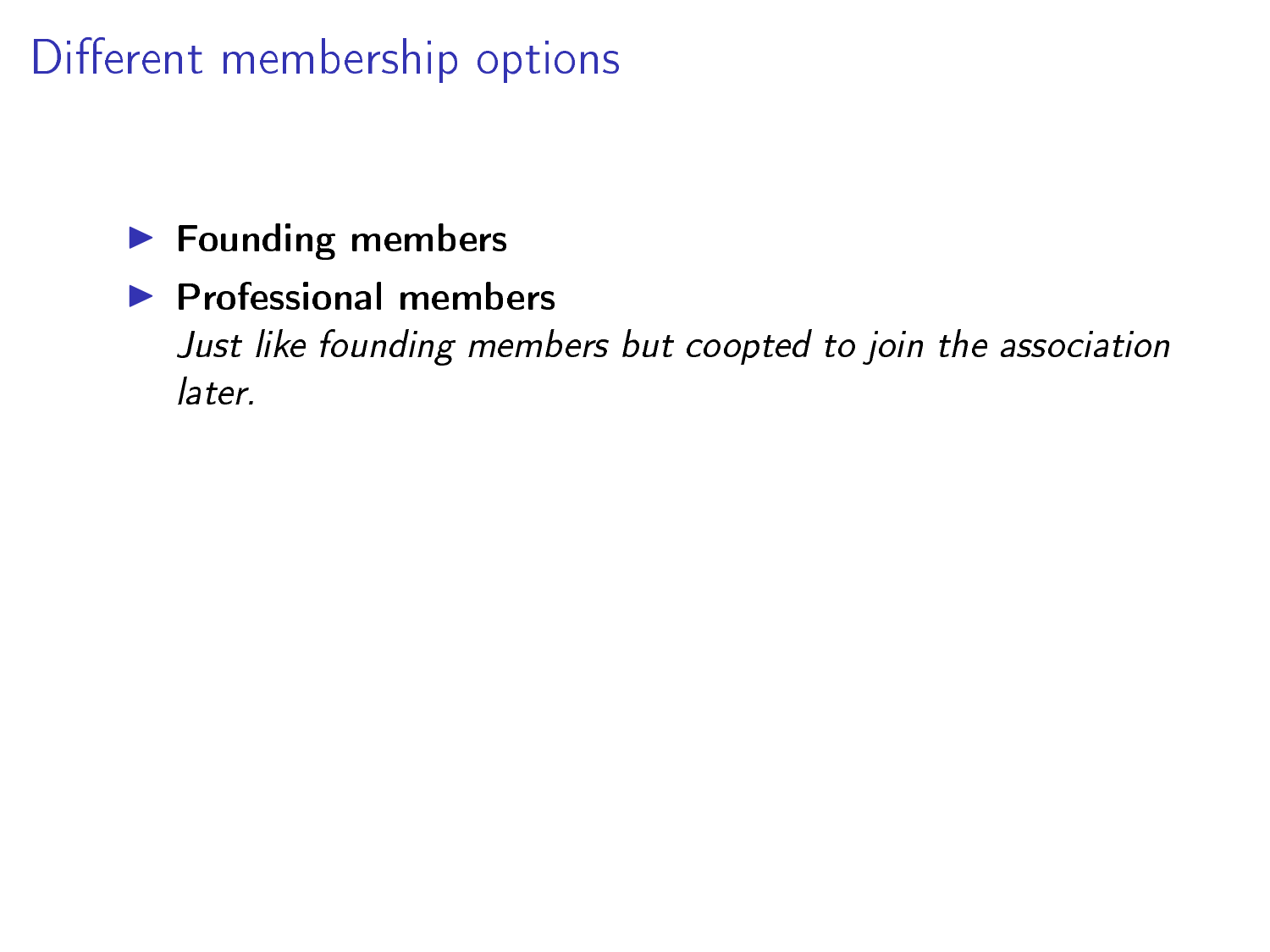# Different membership options

- **Founding members**
- **Professional members**
  *Just like founding members but coopted to join the association later.*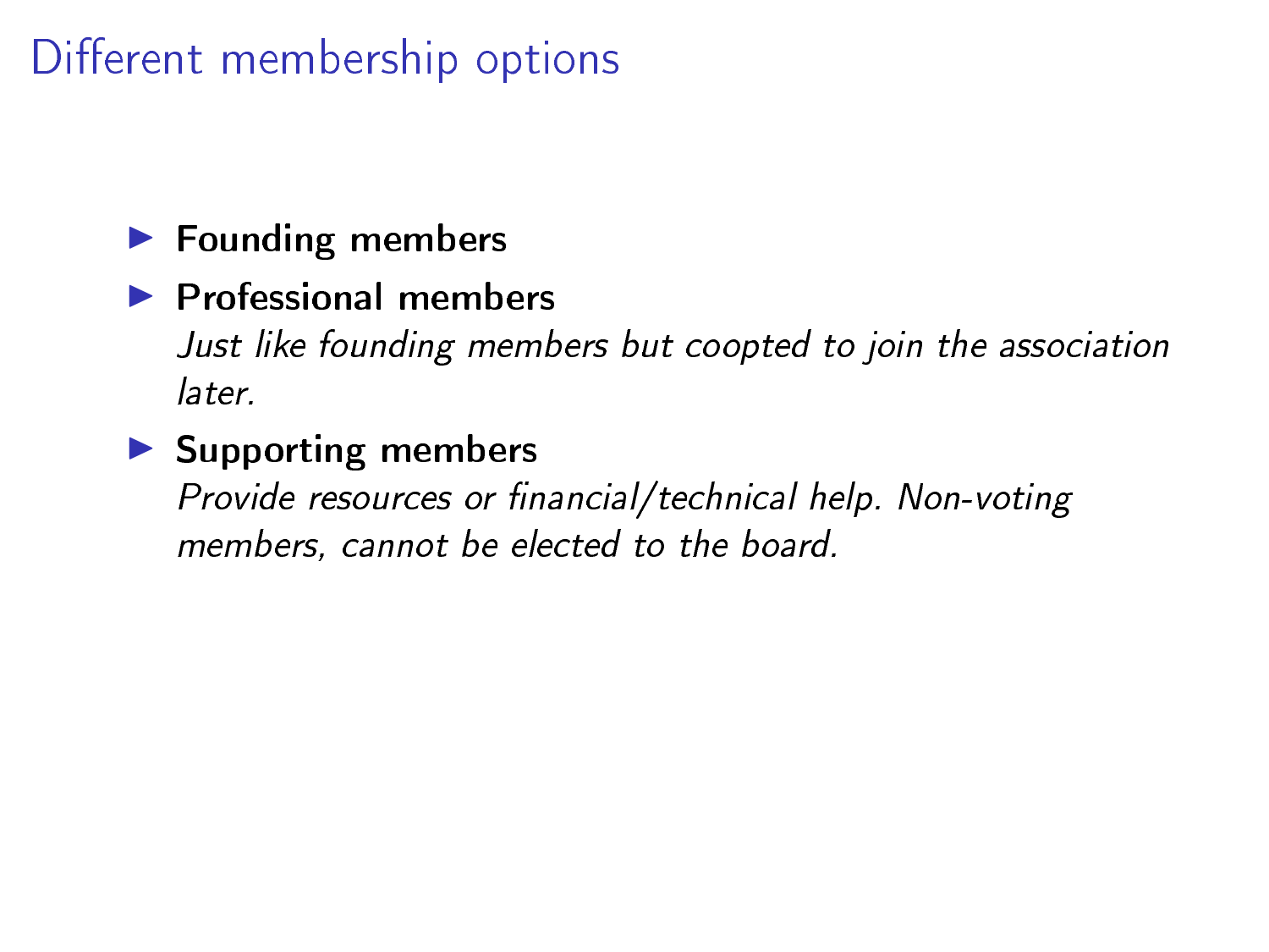# Different membership options

- **Founding members**
- **Professional members**
  *Just like founding members but coopted to join the association later.*
- **Supporting members**
  *Provide resources or financial/technical help. Non-voting members, cannot be elected to the board.*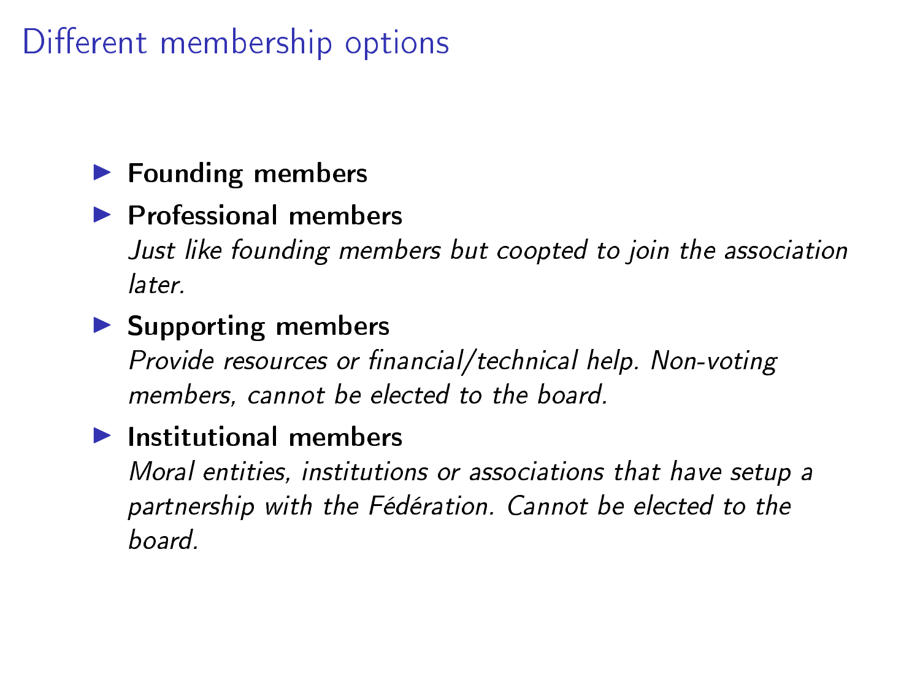# Different membership options

- **Founding members**
- **Professional members**
  *Just like founding members but coopted to join the association later.*
- **Supporting members**
  *Provide resources or financial/technical help. Non-voting members, cannot be elected to the board.*
- **Institutional members**
  *Moral entities, institutions or associations that have setup a partnership with the Fédération. Cannot be elected to the board.*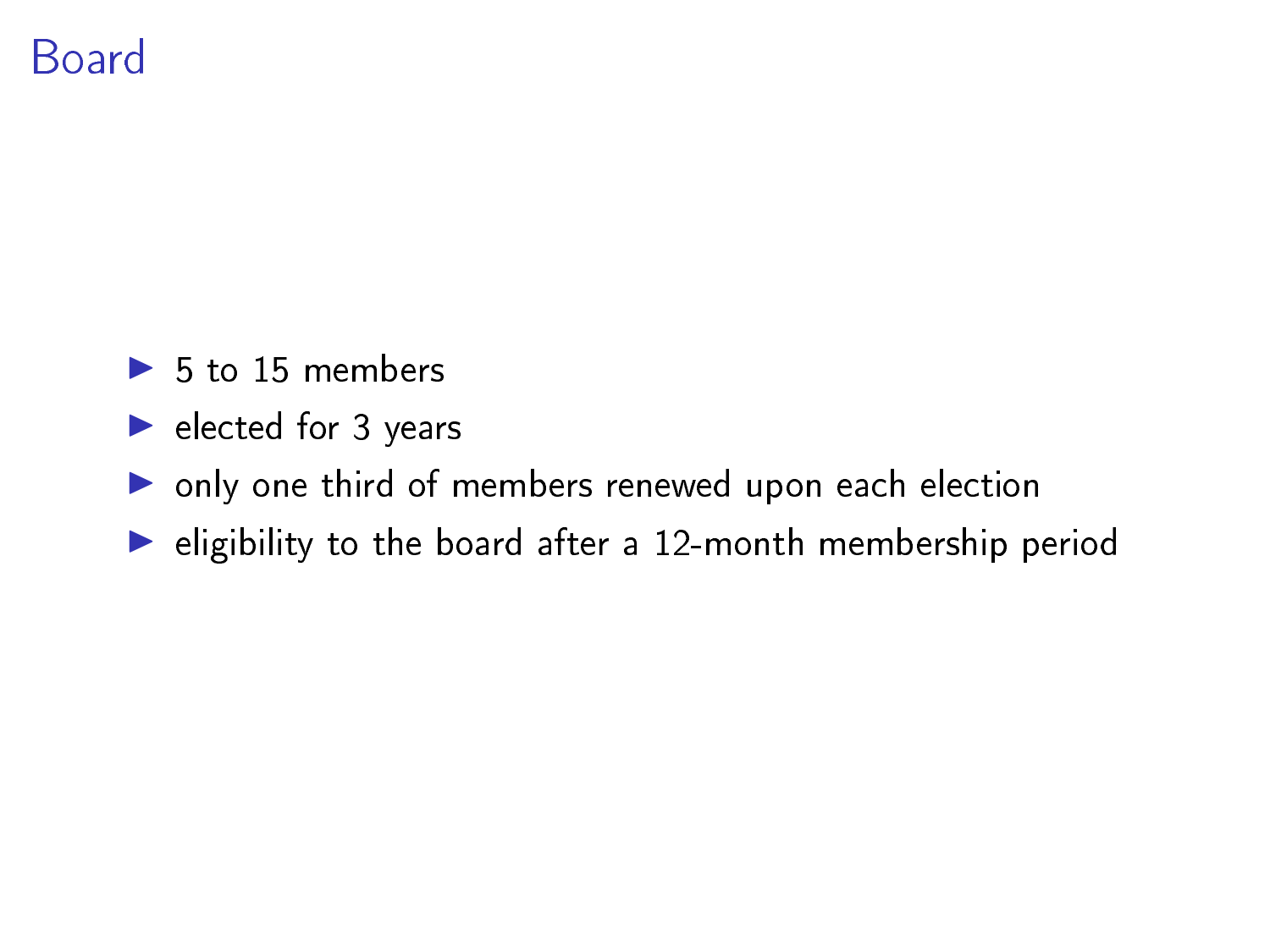# Board

- 5 to 15 members
- elected for 3 years
- only one third of members renewed upon each election
- eligibility to the board after a 12-month membership period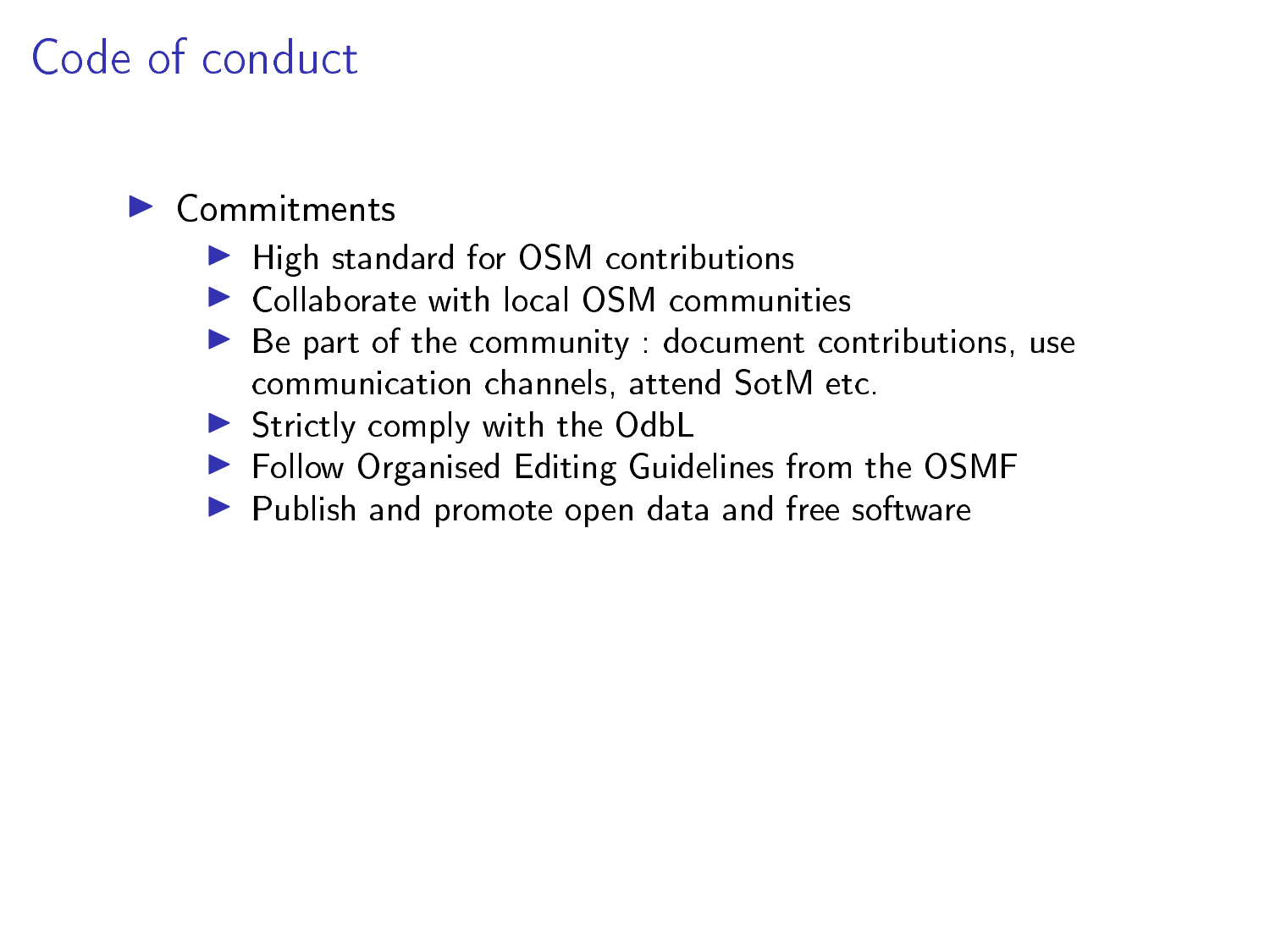# Code of conduct

- Commitments
  - High standard for OSM contributions
  - Collaborate with local OSM communities
  - Be part of the community : document contributions, use communication channels, attend SotM etc.
  - Strictly comply with the OdbL
  - Follow Organised Editing Guidelines from the OSMF
  - Publish and promote open data and free software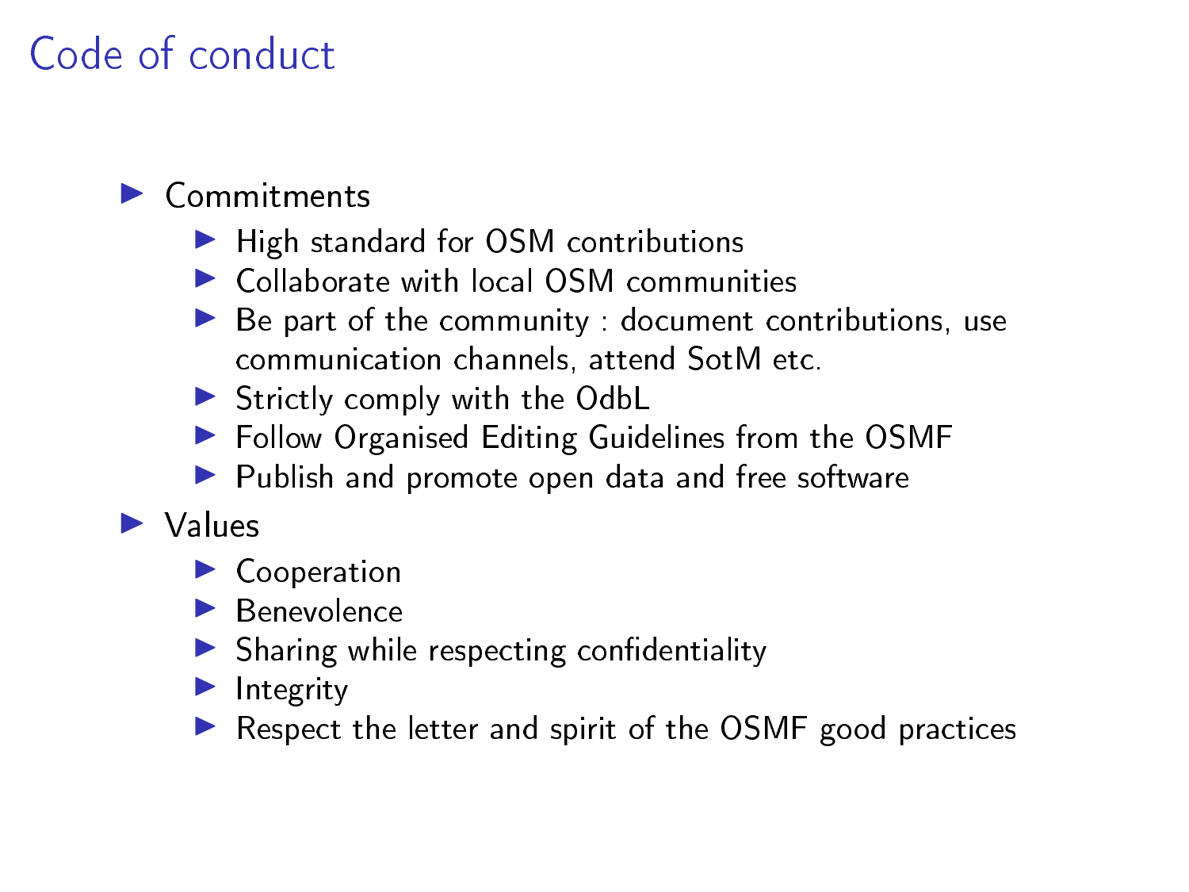# Code of conduct

- Commitments
  - High standard for OSM contributions
  - Collaborate with local OSM communities
  - Be part of the community : document contributions, use communication channels, attend SotM etc.
  - Strictly comply with the OdbL
  - Follow Organised Editing Guidelines from the OSMF
  - Publish and promote open data and free software
- Values
  - Cooperation
  - Benevolence
  - Sharing while respecting confidentiality
  - Integrity
  - Respect the letter and spirit of the OSMF good practices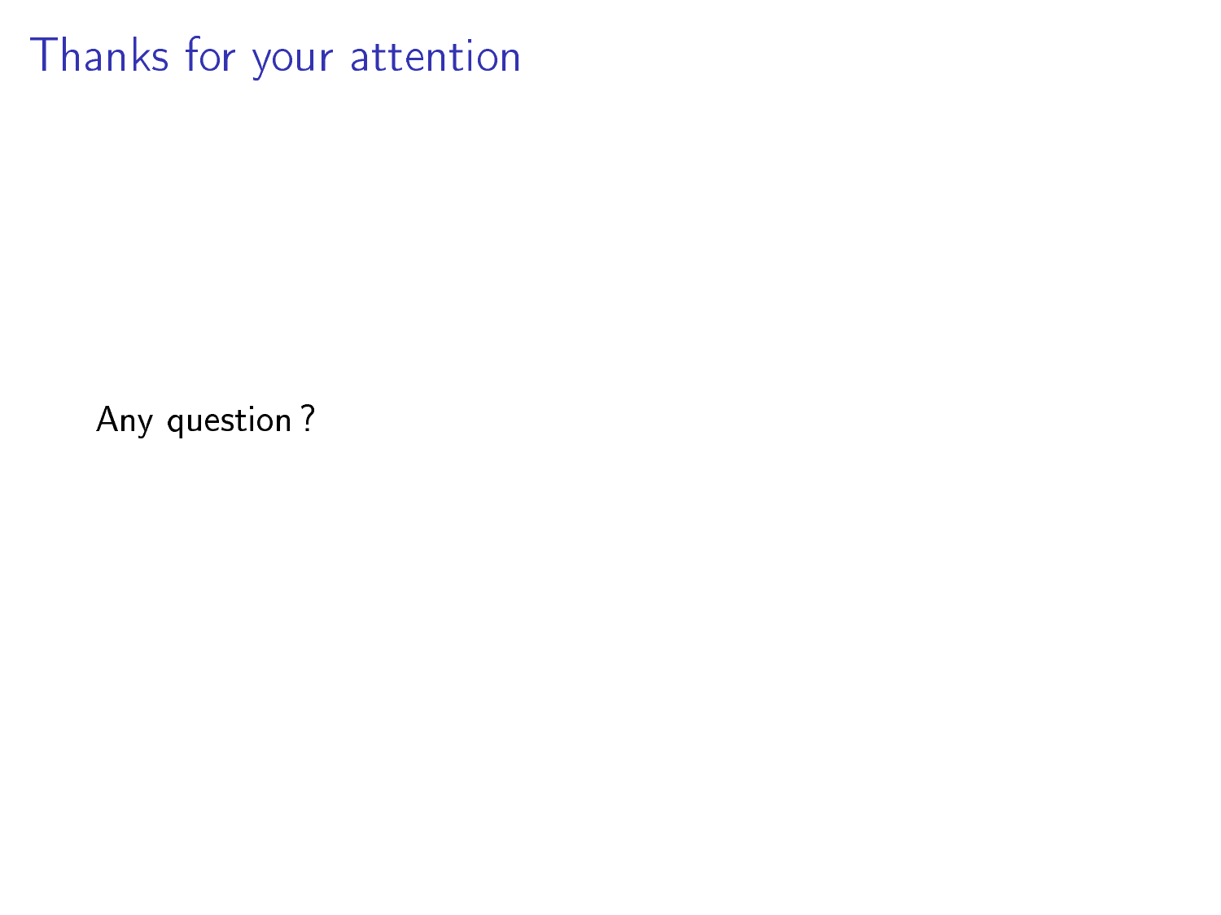# Thanks for your attention

Any question ?